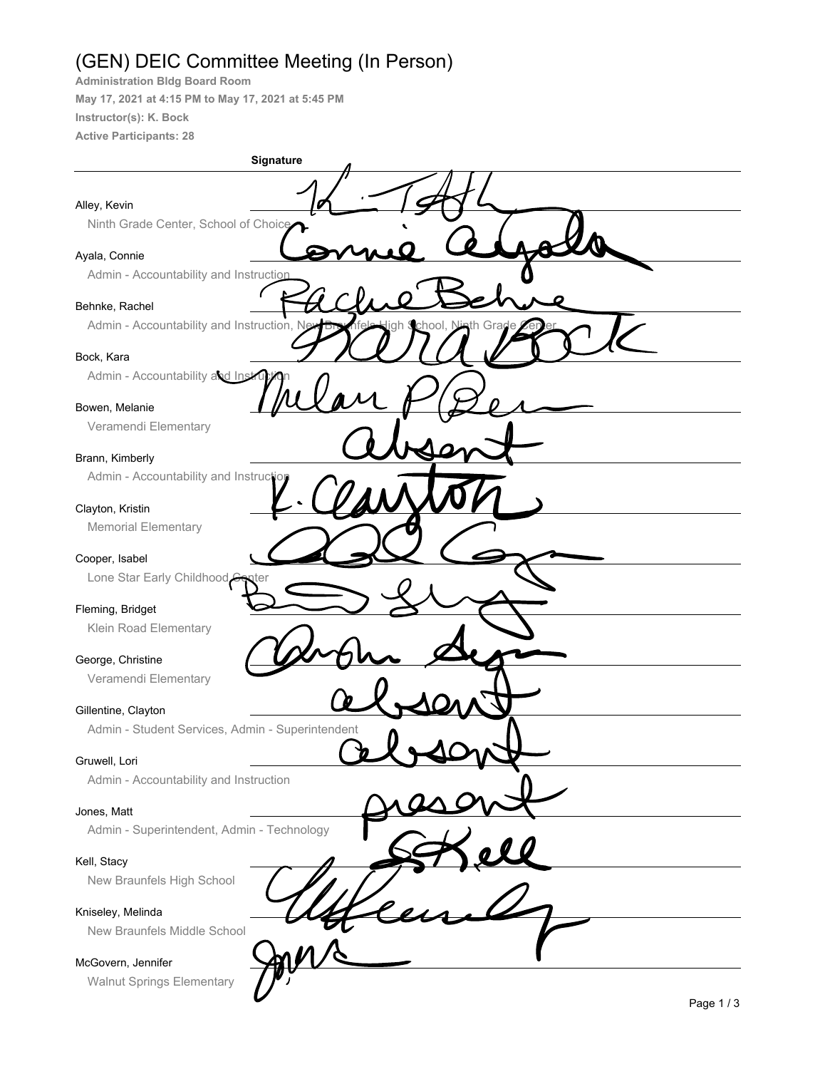# (GEN) DEIC Committee Meeting (In Person)

**Administration Bldg Board Room**

**May 17, 2021 at 4:15 PM to May 17, 2021 at 5:45 PM**

**Instructor(s): K. Bock**

**Active Participants: 28**

| | Signature |
|---|---|
| Alley, Kevin<br>Ninth Grade Center, School of Choice | K. TAH |
| Ayala, Connie<br>Admin - Accountability and Instruction | Connie Ayala |
| Behnke, Rachel<br>Admin - Accountability and Instruction, New Braunfels High School, Ninth Grade Center | Rachel Behnke |
| Bock, Kara<br>Admin - Accountability and Instruction | KARA BOCK |
| Bowen, Melanie<br>Veramendi Elementary | Melanie P Bowen |
| Brann, Kimberly<br>Admin - Accountability and Instruction | absent |
| Clayton, Kristin<br>Memorial Elementary | K. Clayton |
| Cooper, Isabel<br>Lone Star Early Childhood Center | | 
| Fleming, Bridget<br>Klein Road Elementary | | 
| George, Christine<br>Veramendi Elementary | | 
| Gillentine, Clayton<br>Admin - Student Services, Admin - Superintendent | absent |
| Gruwell, Lori<br>Admin - Accountability and Instruction | absent |
| Jones, Matt<br>Admin - Superintendent, Admin - Technology | present |
| Kell, Stacy<br>New Braunfels High School | S Kell |
| Kniseley, Melinda<br>New Braunfels Middle School | | 
| McGovern, Jennifer<br>Walnut Springs Elementary | |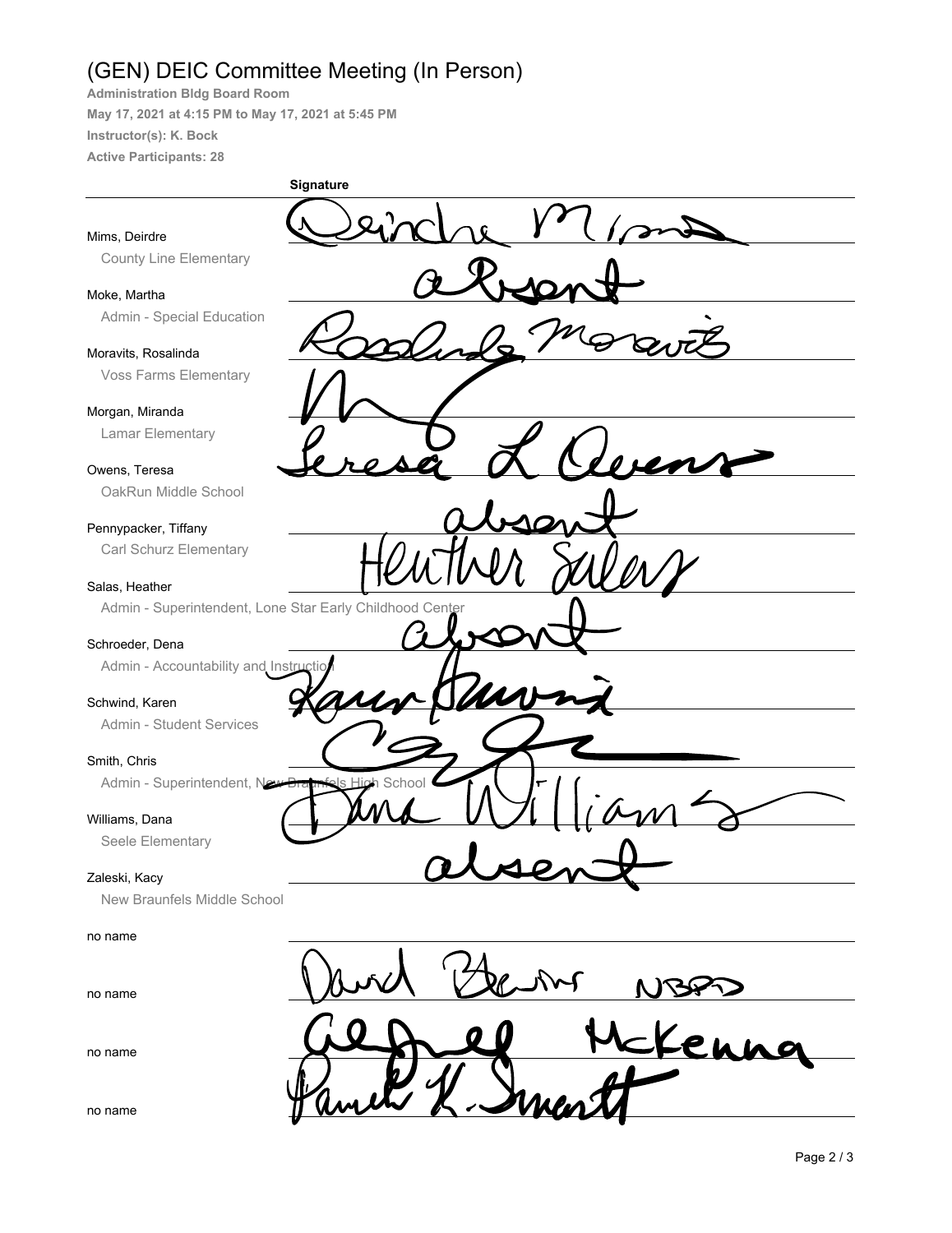# (GEN) DEIC Committee Meeting (In Person)

**Administration Bldg Board Room**

**May 17, 2021 at 4:15 PM to May 17, 2021 at 5:45 PM**

**Instructor(s): K. Bock**

**Active Participants: 28**

| | Signature |
|---|---|
| Mims, Deirdre<br>County Line Elementary | Deirdre Mims |
| Moke, Martha<br>Admin - Special Education | absent |
| Moravits, Rosalinda<br>Voss Farms Elementary | Rosalinda Moravits |
| Morgan, Miranda<br>Lamar Elementary | M |
| Owens, Teresa<br>OakRun Middle School | Teresa L Owens |
| Pennypacker, Tiffany<br>Carl Schurz Elementary | absent |
| Salas, Heather<br>Admin - Superintendent, Lone Star Early Childhood Center | Heather Salas |
| Schroeder, Dena<br>Admin - Accountability and Instruction | absent |
| Schwind, Karen<br>Admin - Student Services | Karen Schwind |
| Smith, Chris<br>Admin - Superintendent, New Braunfels High School | C Smith |
| Williams, Dana<br>Seele Elementary | Dana Williams |
| Zaleski, Kacy<br>New Braunfels Middle School | absent |
| no name | |
| no name | David Bearns NBPD |
| no name | Allyson McKenna |
| no name | Pamela K. Smartt |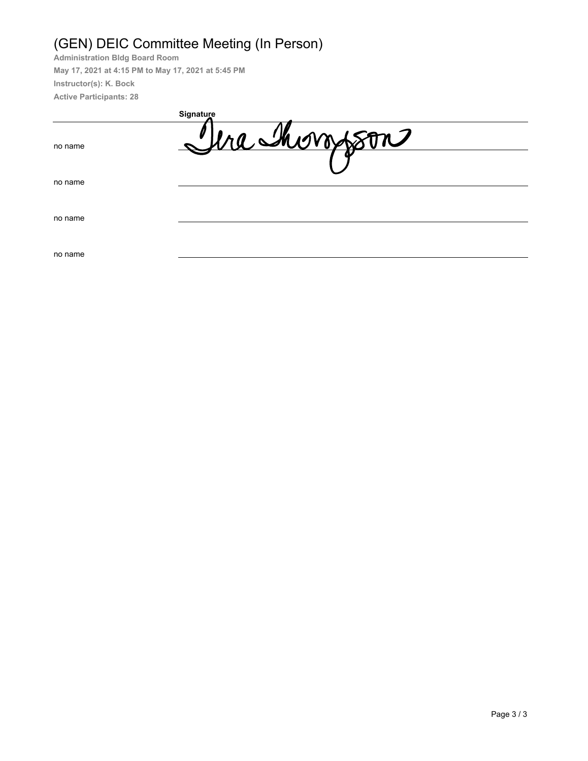# (GEN) DEIC Committee Meeting (In Person)

**Administration Bldg Board Room**

**May 17, 2021 at 4:15 PM to May 17, 2021 at 5:45 PM**

**Instructor(s): K. Bock**

**Active Participants: 28**

| | Signature |
|---|---|
| no name | Ira Thompson |
| no name | |
| no name | |
| no name | |